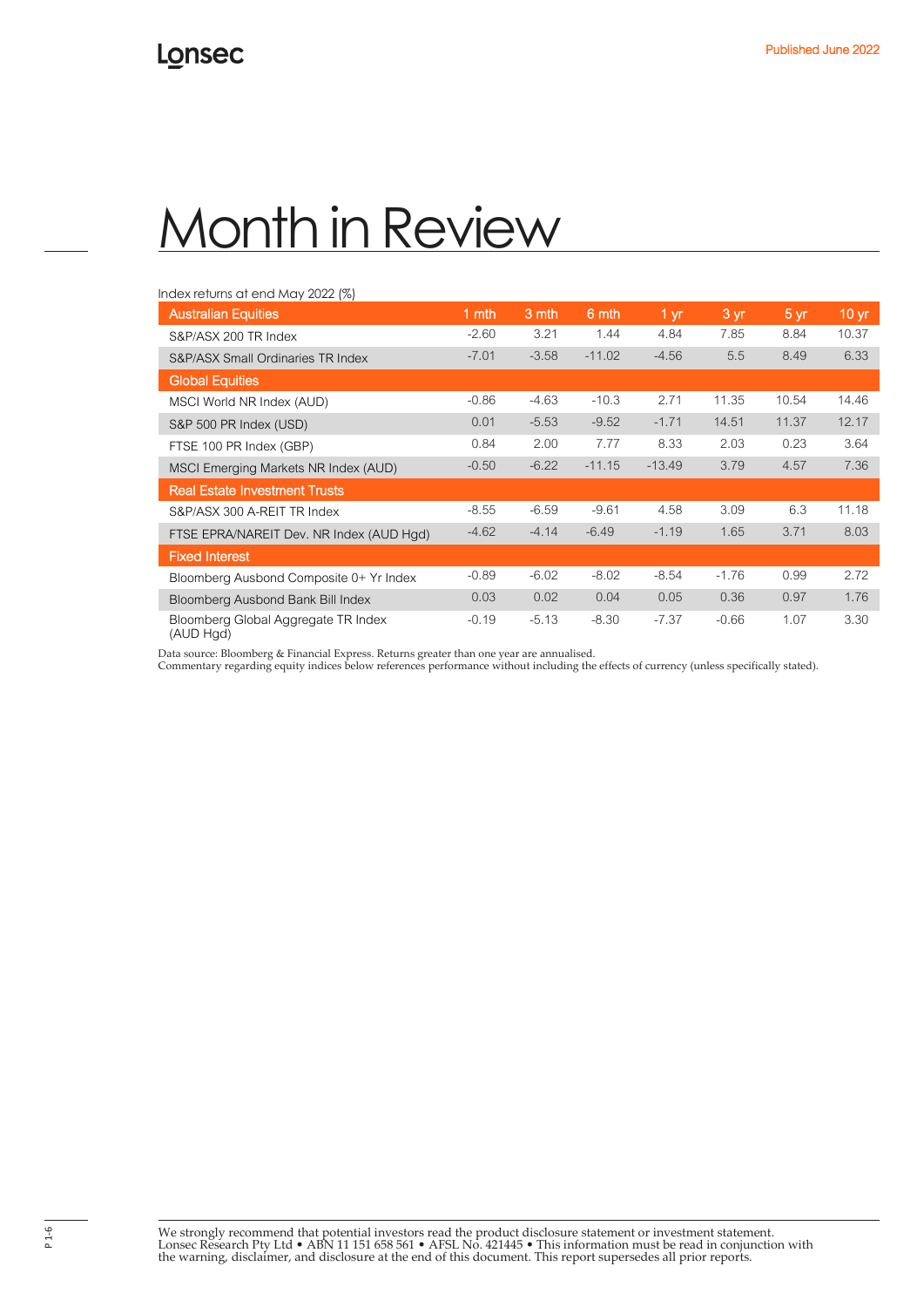Lonsec

Published June 2022

# Month in Review

Index returns at end May 2022 (%)

| Australian Equities | 1 mth | 3 mth | 6 mth | 1 yr | 3 yr | 5 yr | 10 yr |
|---|---|---|---|---|---|---|---|
| S&P/ASX 200 TR Index | -2.60 | 3.21 | 1.44 | 4.84 | 7.85 | 8.84 | 10.37 |
| S&P/ASX Small Ordinaries TR Index | -7.01 | -3.58 | -11.02 | -4.56 | 5.5 | 8.49 | 6.33 |
| **Global Equities** | | | | | | | |
| MSCI World NR Index (AUD) | -0.86 | -4.63 | -10.3 | 2.71 | 11.35 | 10.54 | 14.46 |
| S&P 500 PR Index (USD) | 0.01 | -5.53 | -9.52 | -1.71 | 14.51 | 11.37 | 12.17 |
| FTSE 100 PR Index (GBP) | 0.84 | 2.00 | 7.77 | 8.33 | 2.03 | 0.23 | 3.64 |
| MSCI Emerging Markets NR Index (AUD) | -0.50 | -6.22 | -11.15 | -13.49 | 3.79 | 4.57 | 7.36 |
| **Real Estate Investment Trusts** | | | | | | | |
| S&P/ASX 300 A-REIT TR Index | -8.55 | -6.59 | -9.61 | 4.58 | 3.09 | 6.3 | 11.18 |
| FTSE EPRA/NAREIT Dev. NR Index (AUD Hgd) | -4.62 | -4.14 | -6.49 | -1.19 | 1.65 | 3.71 | 8.03 |
| **Fixed Interest** | | | | | | | |
| Bloomberg Ausbond Composite 0+ Yr Index | -0.89 | -6.02 | -8.02 | -8.54 | -1.76 | 0.99 | 2.72 |
| Bloomberg Ausbond Bank Bill Index | 0.03 | 0.02 | 0.04 | 0.05 | 0.36 | 0.97 | 1.76 |
| Bloomberg Global Aggregate TR Index (AUD Hgd) | -0.19 | -5.13 | -8.30 | -7.37 | -0.66 | 1.07 | 3.30 |

Data source: Bloomberg & Financial Express. Returns greater than one year are annualised.
Commentary regarding equity indices below references performance without including the effects of currency (unless specifically stated).

We strongly recommend that potential investors read the product disclosure statement or investment statement.
Lonsec Research Pty Ltd • ABN 11 151 658 561 • AFSL No. 421445 • This information must be read in conjunction with the warning, disclaimer, and disclosure at the end of this document. This report supersedes all prior reports.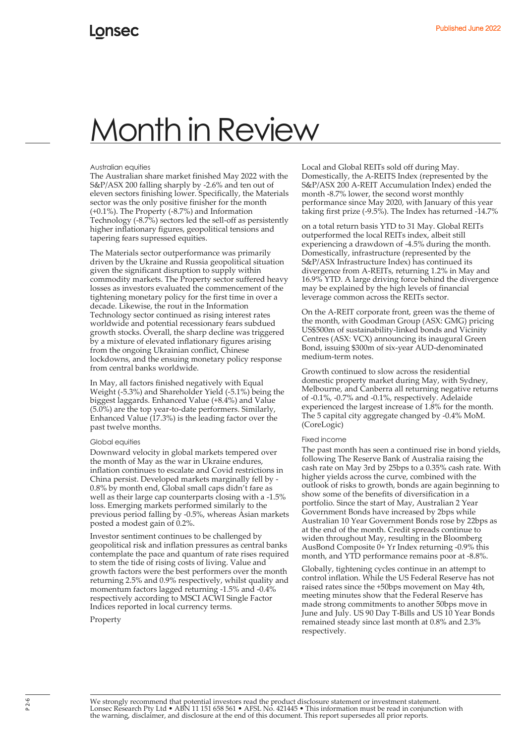# Month in Review

### Australian equities

The Australian share market finished May 2022 with the S&P/ASX 200 falling sharply by -2.6% and ten out of eleven sectors finishing lower. Specifically, the Materials sector was the only positive finisher for the month (+0.1%). The Property (-8.7%) and Information Technology (-8.7%) sectors led the sell-off as persistently higher inflationary figures, geopolitical tensions and tapering fears supressed equities.

The Materials sector outperformance was primarily driven by the Ukraine and Russia geopolitical situation given the significant disruption to supply within commodity markets. The Property sector suffered heavy losses as investors evaluated the commencement of the tightening monetary policy for the first time in over a decade. Likewise, the rout in the Information Technology sector continued as rising interest rates worldwide and potential recessionary fears subdued growth stocks. Overall, the sharp decline was triggered by a mixture of elevated inflationary figures arising from the ongoing Ukrainian conflict, Chinese lockdowns, and the ensuing monetary policy response from central banks worldwide.

In May, all factors finished negatively with Equal Weight (-5.3%) and Shareholder Yield (-5.1%) being the biggest laggards. Enhanced Value (+8.4%) and Value (5.0%) are the top year-to-date performers. Similarly, Enhanced Value (17.3%) is the leading factor over the past twelve months.

### Global equities

Downward velocity in global markets tempered over the month of May as the war in Ukraine endures, inflation continues to escalate and Covid restrictions in China persist. Developed markets marginally fell by -0.8% by month end, Global small caps didn't fare as well as their large cap counterparts closing with a -1.5% loss. Emerging markets performed similarly to the previous period falling by -0.5%, whereas Asian markets posted a modest gain of 0.2%.

Investor sentiment continues to be challenged by geopolitical risk and inflation pressures as central banks contemplate the pace and quantum of rate rises required to stem the tide of rising costs of living. Value and growth factors were the best performers over the month returning 2.5% and 0.9% respectively, whilst quality and momentum factors lagged returning -1.5% and -0.4% respectively according to MSCI ACWI Single Factor Indices reported in local currency terms.

### Property

Local and Global REITs sold off during May. Domestically, the A-REITS Index (represented by the S&P/ASX 200 A-REIT Accumulation Index) ended the month -8.7% lower, the second worst monthly performance since May 2020, with January of this year taking first prize (-9.5%). The Index has returned -14.7% on a total return basis YTD to 31 May. Global REITs outperformed the local REITs index, albeit still experiencing a drawdown of -4.5% during the month. Domestically, infrastructure (represented by the S&P/ASX Infrastructure Index) has continued its divergence from A-REITs, returning 1.2% in May and 16.9% YTD. A large driving force behind the divergence may be explained by the high levels of financial leverage common across the REITs sector.

On the A-REIT corporate front, green was the theme of the month, with Goodman Group (ASX: GMG) pricing US$500m of sustainability-linked bonds and Vicinity Centres (ASX: VCX) announcing its inaugural Green Bond, issuing $300m of six-year AUD-denominated medium-term notes.

Growth continued to slow across the residential domestic property market during May, with Sydney, Melbourne, and Canberra all returning negative returns of -0.1%, -0.7% and -0.1%, respectively. Adelaide experienced the largest increase of 1.8% for the month. The 5 capital city aggregate changed by -0.4% MoM. (CoreLogic)

### Fixed income

The past month has seen a continued rise in bond yields, following The Reserve Bank of Australia raising the cash rate on May 3rd by 25bps to a 0.35% cash rate. With higher yields across the curve, combined with the outlook of risks to growth, bonds are again beginning to show some of the benefits of diversification in a portfolio. Since the start of May, Australian 2 Year Government Bonds have increased by 2bps while Australian 10 Year Government Bonds rose by 22bps as at the end of the month. Credit spreads continue to widen throughout May, resulting in the Bloomberg AusBond Composite 0+ Yr Index returning -0.9% this month, and YTD performance remains poor at -8.8%.

Globally, tightening cycles continue in an attempt to control inflation. While the US Federal Reserve has not raised rates since the +50bps movement on May 4th, meeting minutes show that the Federal Reserve has made strong commitments to another 50bps move in June and July. US 90 Day T-Bills and US 10 Year Bonds remained steady since last month at 0.8% and 2.3% respectively.

We strongly recommend that potential investors read the product disclosure statement or investment statement. Lonsec Research Pty Ltd • ABN 11 151 658 561 • AFSL No. 421445 • This information must be read in conjunction with the warning, disclaimer, and disclosure at the end of this document. This report supersedes all prior reports.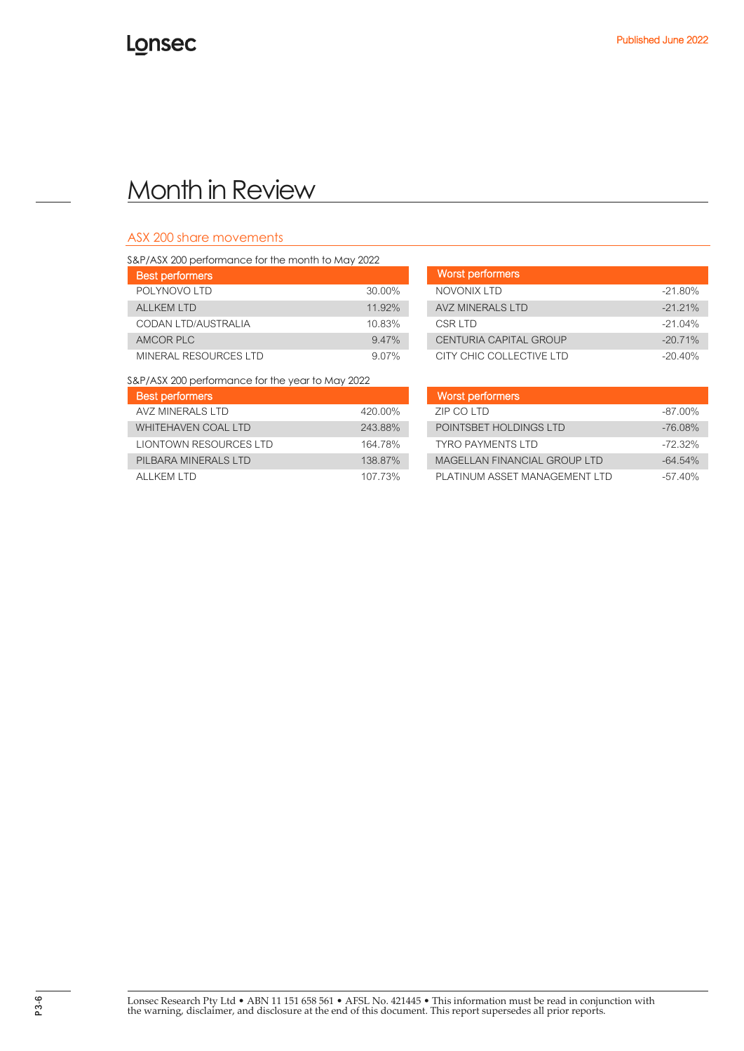# Month in Review

## ASX 200 share movements

S&P/ASX 200 performance for the month to May 2022

| Best performers | |
|---|---|
| POLYNOVO LTD | 30.00% |
| ALLKEM LTD | 11.92% |
| CODAN LTD/AUSTRALIA | 10.83% |
| AMCOR PLC | 9.47% |
| MINERAL RESOURCES LTD | 9.07% |

| Worst performers | |
|---|---|
| NOVONIX LTD | -21.80% |
| AVZ MINERALS LTD | -21.21% |
| CSR LTD | -21.04% |
| CENTURIA CAPITAL GROUP | -20.71% |
| CITY CHIC COLLECTIVE LTD | -20.40% |

S&P/ASX 200 performance for the year to May 2022

| Best performers | |
|---|---|
| AVZ MINERALS LTD | 420.00% |
| WHITEHAVEN COAL LTD | 243.88% |
| LIONTOWN RESOURCES LTD | 164.78% |
| PILBARA MINERALS LTD | 138.87% |
| ALLKEM LTD | 107.73% |

| Worst performers | |
|---|---|
| ZIP CO LTD | -87.00% |
| POINTSBET HOLDINGS LTD | -76.08% |
| TYRO PAYMENTS LTD | -72.32% |
| MAGELLAN FINANCIAL GROUP LTD | -64.54% |
| PLATINUM ASSET MANAGEMENT LTD | -57.40% |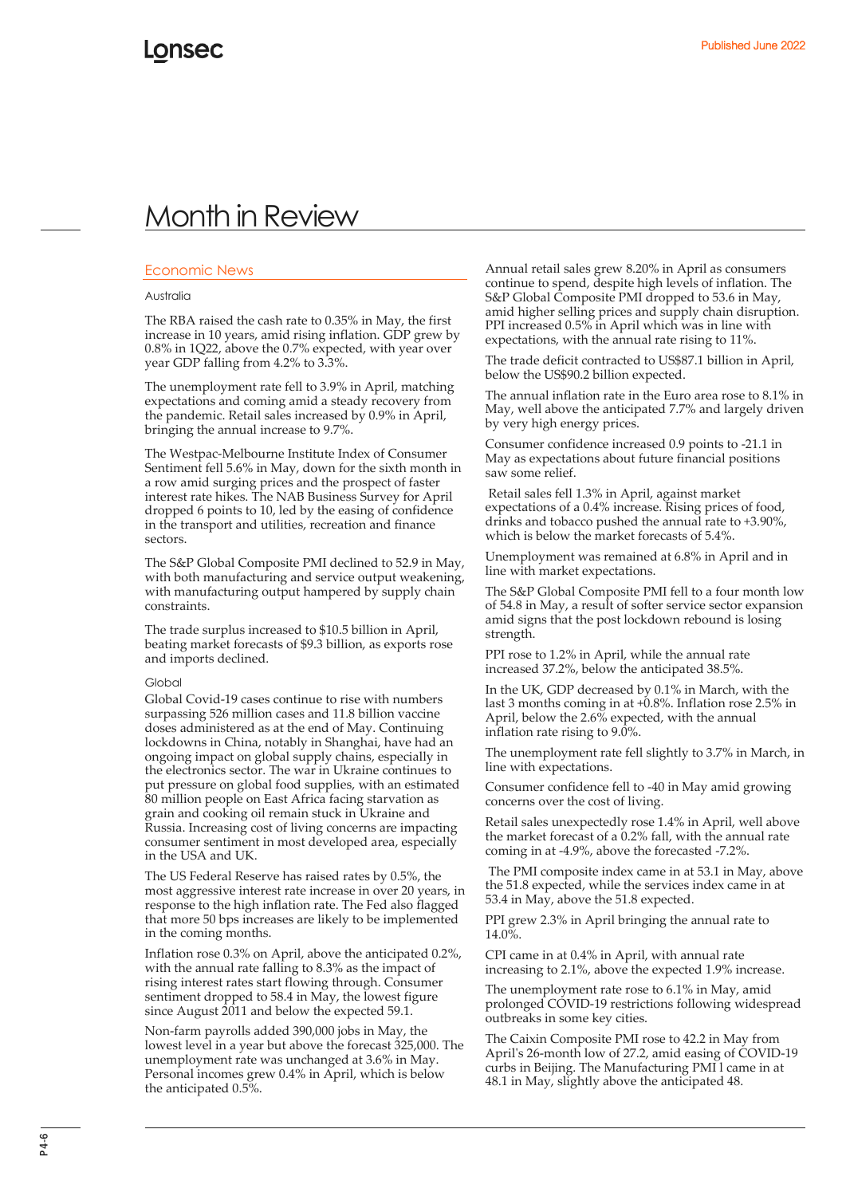# Month in Review

## Economic News

### Australia

The RBA raised the cash rate to 0.35% in May, the first increase in 10 years, amid rising inflation. GDP grew by 0.8% in 1Q22, above the 0.7% expected, with year over year GDP falling from 4.2% to 3.3%.

The unemployment rate fell to 3.9% in April, matching expectations and coming amid a steady recovery from the pandemic. Retail sales increased by 0.9% in April, bringing the annual increase to 9.7%.

The Westpac-Melbourne Institute Index of Consumer Sentiment fell 5.6% in May, down for the sixth month in a row amid surging prices and the prospect of faster interest rate hikes. The NAB Business Survey for April dropped 6 points to 10, led by the easing of confidence in the transport and utilities, recreation and finance sectors.

The S&P Global Composite PMI declined to 52.9 in May, with both manufacturing and service output weakening, with manufacturing output hampered by supply chain constraints.

The trade surplus increased to $10.5 billion in April, beating market forecasts of $9.3 billion, as exports rose and imports declined.

### Global

Global Covid-19 cases continue to rise with numbers surpassing 526 million cases and 11.8 billion vaccine doses administered as at the end of May. Continuing lockdowns in China, notably in Shanghai, have had an ongoing impact on global supply chains, especially in the electronics sector. The war in Ukraine continues to put pressure on global food supplies, with an estimated 80 million people on East Africa facing starvation as grain and cooking oil remain stuck in Ukraine and Russia. Increasing cost of living concerns are impacting consumer sentiment in most developed area, especially in the USA and UK.

The US Federal Reserve has raised rates by 0.5%, the most aggressive interest rate increase in over 20 years, in response to the high inflation rate. The Fed also flagged that more 50 bps increases are likely to be implemented in the coming months.

Inflation rose 0.3% on April, above the anticipated 0.2%, with the annual rate falling to 8.3% as the impact of rising interest rates start flowing through. Consumer sentiment dropped to 58.4 in May, the lowest figure since August 2011 and below the expected 59.1.

Non-farm payrolls added 390,000 jobs in May, the lowest level in a year but above the forecast 325,000. The unemployment rate was unchanged at 3.6% in May. Personal incomes grew 0.4% in April, which is below the anticipated 0.5%.

Annual retail sales grew 8.20% in April as consumers continue to spend, despite high levels of inflation. The S&P Global Composite PMI dropped to 53.6 in May, amid higher selling prices and supply chain disruption. PPI increased 0.5% in April which was in line with expectations, with the annual rate rising to 11%.

The trade deficit contracted to US$87.1 billion in April, below the US$90.2 billion expected.

The annual inflation rate in the Euro area rose to 8.1% in May, well above the anticipated 7.7% and largely driven by very high energy prices.

Consumer confidence increased 0.9 points to -21.1 in May as expectations about future financial positions saw some relief.

Retail sales fell 1.3% in April, against market expectations of a 0.4% increase. Rising prices of food, drinks and tobacco pushed the annual rate to +3.90%, which is below the market forecasts of 5.4%.

Unemployment was remained at 6.8% in April and in line with market expectations.

The S&P Global Composite PMI fell to a four month low of 54.8 in May, a result of softer service sector expansion amid signs that the post lockdown rebound is losing strength.

PPI rose to 1.2% in April, while the annual rate increased 37.2%, below the anticipated 38.5%.

In the UK, GDP decreased by 0.1% in March, with the last 3 months coming in at +0.8%. Inflation rose 2.5% in April, below the 2.6% expected, with the annual inflation rate rising to 9.0%.

The unemployment rate fell slightly to 3.7% in March, in line with expectations.

Consumer confidence fell to -40 in May amid growing concerns over the cost of living.

Retail sales unexpectedly rose 1.4% in April, well above the market forecast of a 0.2% fall, with the annual rate coming in at -4.9%, above the forecasted -7.2%.

The PMI composite index came in at 53.1 in May, above the 51.8 expected, while the services index came in at 53.4 in May, above the 51.8 expected.

PPI grew 2.3% in April bringing the annual rate to 14.0%.

CPI came in at 0.4% in April, with annual rate increasing to 2.1%, above the expected 1.9% increase.

The unemployment rate rose to 6.1% in May, amid prolonged COVID-19 restrictions following widespread outbreaks in some key cities.

The Caixin Composite PMI rose to 42.2 in May from April's 26-month low of 27.2, amid easing of COVID-19 curbs in Beijing. The Manufacturing PMI1 came in at 48.1 in May, slightly above the anticipated 48.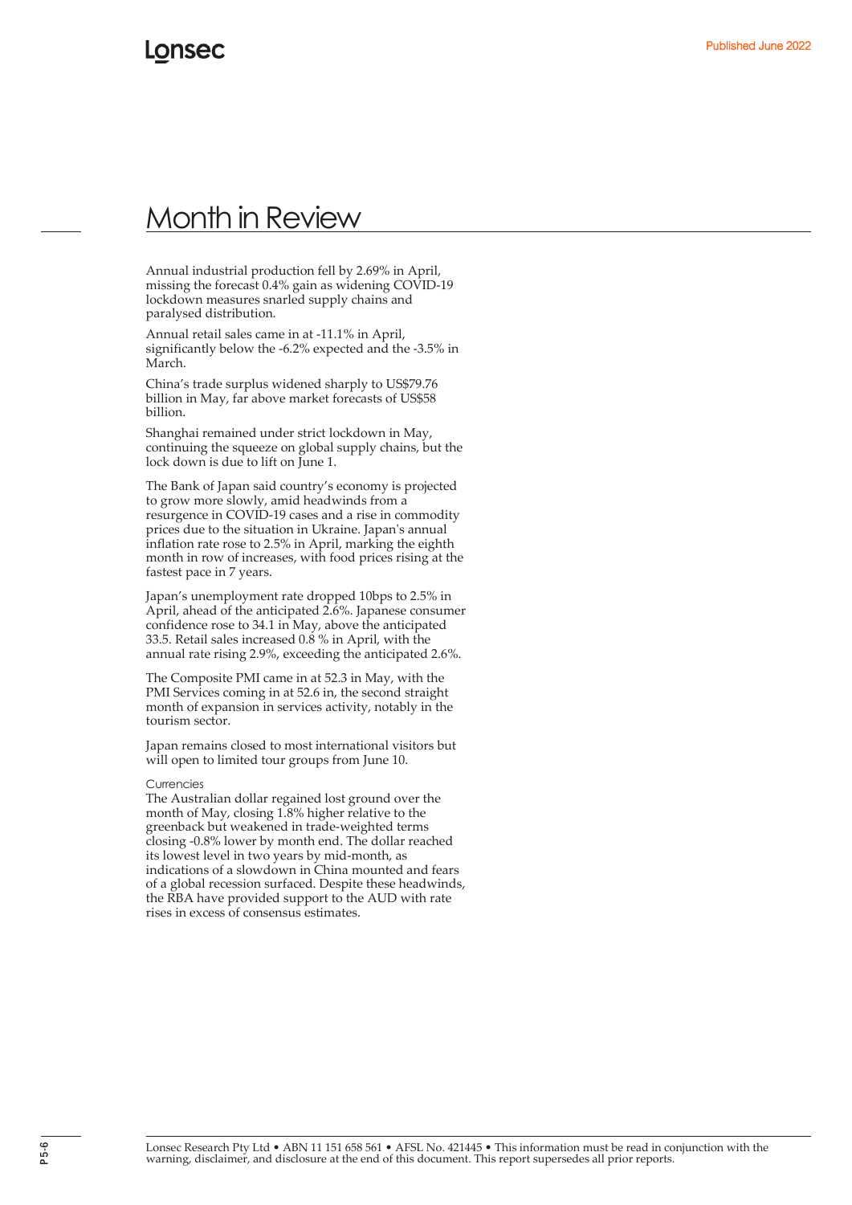# Month in Review

Annual industrial production fell by 2.69% in April, missing the forecast 0.4% gain as widening COVID-19 lockdown measures snarled supply chains and paralysed distribution.

Annual retail sales came in at -11.1% in April, significantly below the -6.2% expected and the -3.5% in March.

China's trade surplus widened sharply to US$79.76 billion in May, far above market forecasts of US$58 billion.

Shanghai remained under strict lockdown in May, continuing the squeeze on global supply chains, but the lock down is due to lift on June 1.

The Bank of Japan said country's economy is projected to grow more slowly, amid headwinds from a resurgence in COVID-19 cases and a rise in commodity prices due to the situation in Ukraine. Japan's annual inflation rate rose to 2.5% in April, marking the eighth month in row of increases, with food prices rising at the fastest pace in 7 years.

Japan's unemployment rate dropped 10bps to 2.5% in April, ahead of the anticipated 2.6%. Japanese consumer confidence rose to 34.1 in May, above the anticipated 33.5. Retail sales increased 0.8 % in April, with the annual rate rising 2.9%, exceeding the anticipated 2.6%.

The Composite PMI came in at 52.3 in May, with the PMI Services coming in at 52.6 in, the second straight month of expansion in services activity, notably in the tourism sector.

Japan remains closed to most international visitors but will open to limited tour groups from June 10.

### Currencies

The Australian dollar regained lost ground over the month of May, closing 1.8% higher relative to the greenback but weakened in trade-weighted terms closing -0.8% lower by month end. The dollar reached its lowest level in two years by mid-month, as indications of a slowdown in China mounted and fears of a global recession surfaced. Despite these headwinds, the RBA have provided support to the AUD with rate rises in excess of consensus estimates.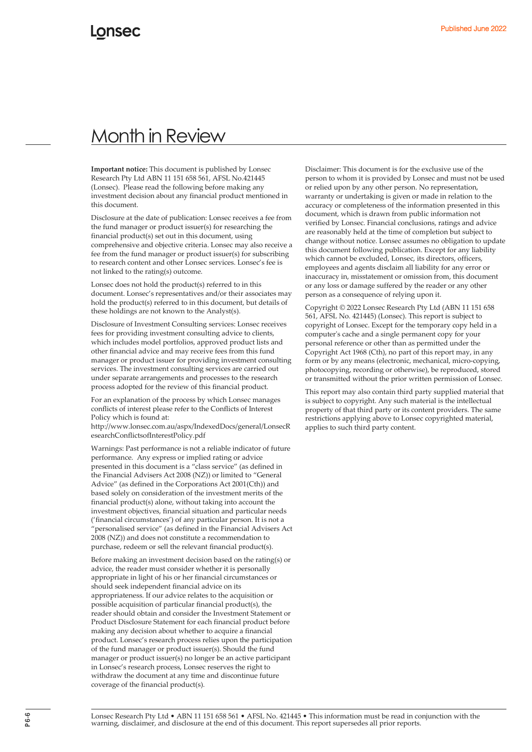# Month in Review

**Important notice:** This document is published by Lonsec Research Pty Ltd ABN 11 151 658 561, AFSL No.421445 (Lonsec). Please read the following before making any investment decision about any financial product mentioned in this document.

Disclosure at the date of publication: Lonsec receives a fee from the fund manager or product issuer(s) for researching the financial product(s) set out in this document, using comprehensive and objective criteria. Lonsec may also receive a fee from the fund manager or product issuer(s) for subscribing to research content and other Lonsec services. Lonsec's fee is not linked to the rating(s) outcome.

Lonsec does not hold the product(s) referred to in this document. Lonsec's representatives and/or their associates may hold the product(s) referred to in this document, but details of these holdings are not known to the Analyst(s).

Disclosure of Investment Consulting services: Lonsec receives fees for providing investment consulting advice to clients, which includes model portfolios, approved product lists and other financial advice and may receive fees from this fund manager or product issuer for providing investment consulting services. The investment consulting services are carried out under separate arrangements and processes to the research process adopted for the review of this financial product.

For an explanation of the process by which Lonsec manages conflicts of interest please refer to the Conflicts of Interest Policy which is found at:
http://www.lonsec.com.au/aspx/IndexedDocs/general/LonsecResearchConflictsofInterestPolicy.pdf

Warnings: Past performance is not a reliable indicator of future performance. Any express or implied rating or advice presented in this document is a "class service" (as defined in the Financial Advisers Act 2008 (NZ)) or limited to "General Advice" (as defined in the Corporations Act 2001(Cth)) and based solely on consideration of the investment merits of the financial product(s) alone, without taking into account the investment objectives, financial situation and particular needs ('financial circumstances') of any particular person. It is not a "personalised service" (as defined in the Financial Advisers Act 2008 (NZ)) and does not constitute a recommendation to purchase, redeem or sell the relevant financial product(s).

Before making an investment decision based on the rating(s) or advice, the reader must consider whether it is personally appropriate in light of his or her financial circumstances or should seek independent financial advice on its appropriateness. If our advice relates to the acquisition or possible acquisition of particular financial product(s), the reader should obtain and consider the Investment Statement or Product Disclosure Statement for each financial product before making any decision about whether to acquire a financial product. Lonsec's research process relies upon the participation of the fund manager or product issuer(s). Should the fund manager or product issuer(s) no longer be an active participant in Lonsec's research process, Lonsec reserves the right to withdraw the document at any time and discontinue future coverage of the financial product(s).

Disclaimer: This document is for the exclusive use of the person to whom it is provided by Lonsec and must not be used or relied upon by any other person. No representation, warranty or undertaking is given or made in relation to the accuracy or completeness of the information presented in this document, which is drawn from public information not verified by Lonsec. Financial conclusions, ratings and advice are reasonably held at the time of completion but subject to change without notice. Lonsec assumes no obligation to update this document following publication. Except for any liability which cannot be excluded, Lonsec, its directors, officers, employees and agents disclaim all liability for any error or inaccuracy in, misstatement or omission from, this document or any loss or damage suffered by the reader or any other person as a consequence of relying upon it.

Copyright © 2022 Lonsec Research Pty Ltd (ABN 11 151 658 561, AFSL No. 421445) (Lonsec). This report is subject to copyright of Lonsec. Except for the temporary copy held in a computer's cache and a single permanent copy for your personal reference or other than as permitted under the Copyright Act 1968 (Cth), no part of this report may, in any form or by any means (electronic, mechanical, micro-copying, photocopying, recording or otherwise), be reproduced, stored or transmitted without the prior written permission of Lonsec.

This report may also contain third party supplied material that is subject to copyright. Any such material is the intellectual property of that third party or its content providers. The same restrictions applying above to Lonsec copyrighted material, applies to such third party content.